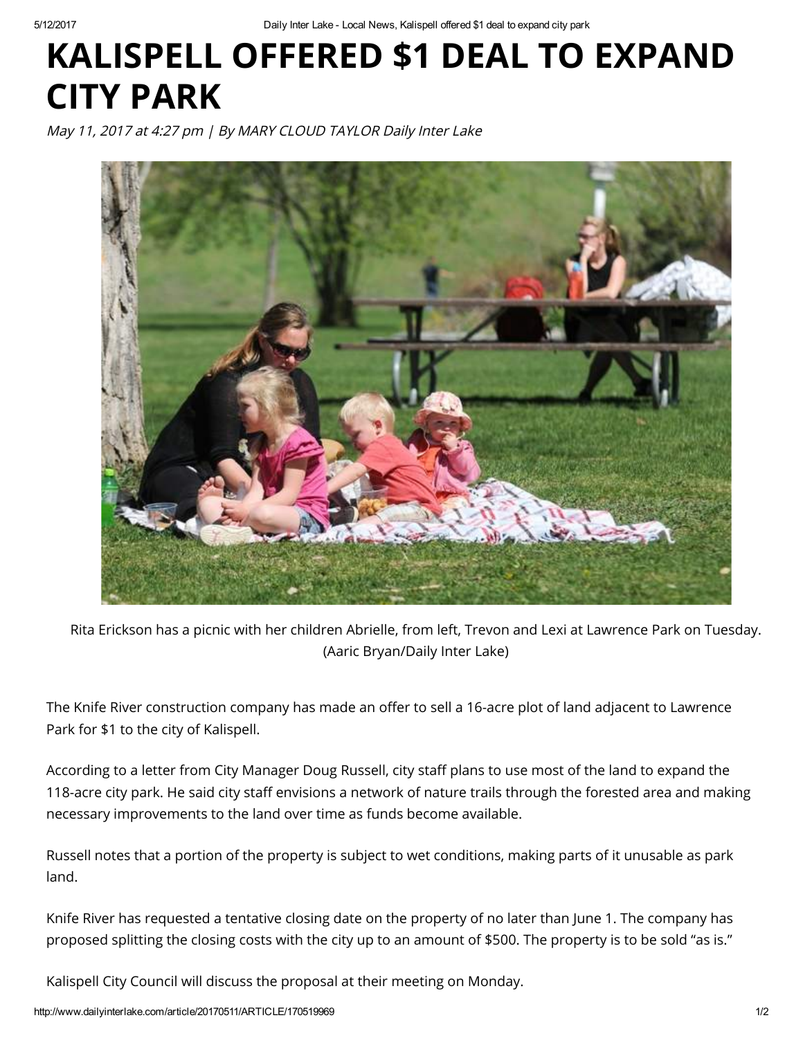# KALISPELL OFFERED $1 DEAL TO EXPAND CITY PARK

*May 11, 2017 at 4:27 pm | By MARY CLOUD TAYLOR Daily Inter Lake*

Rita Erickson has a picnic with her children Abrielle, from left, Trevon and Lexi at Lawrence Park on Tuesday. (Aaric Bryan/Daily Inter Lake)

The Knife River construction company has made an offer to sell a 16-acre plot of land adjacent to Lawrence Park for $1 to the city of Kalispell.

According to a letter from City Manager Doug Russell, city staff plans to use most of the land to expand the 118-acre city park. He said city staff envisions a network of nature trails through the forested area and making necessary improvements to the land over time as funds become available.

Russell notes that a portion of the property is subject to wet conditions, making parts of it unusable as park land.

Knife River has requested a tentative closing date on the property of no later than June 1. The company has proposed splitting the closing costs with the city up to an amount of $500. The property is to be sold "as is."

Kalispell City Council will discuss the proposal at their meeting on Monday.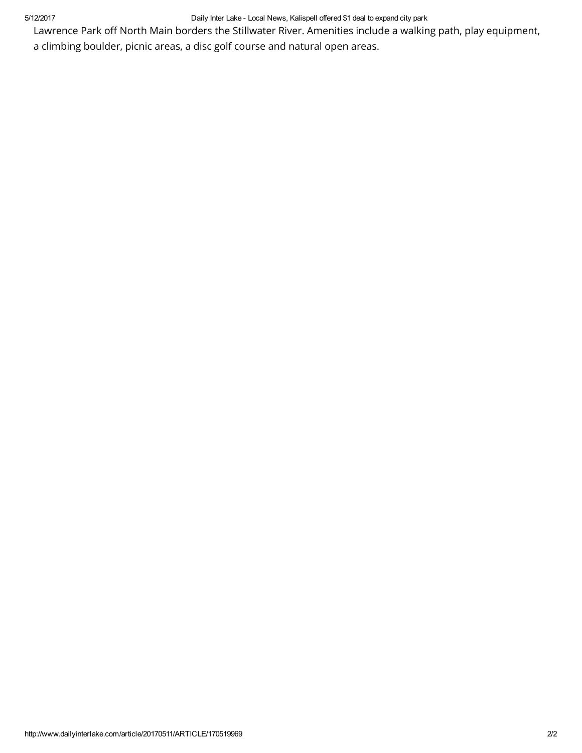Lawrence Park off North Main borders the Stillwater River. Amenities include a walking path, play equipment, a climbing boulder, picnic areas, a disc golf course and natural open areas.